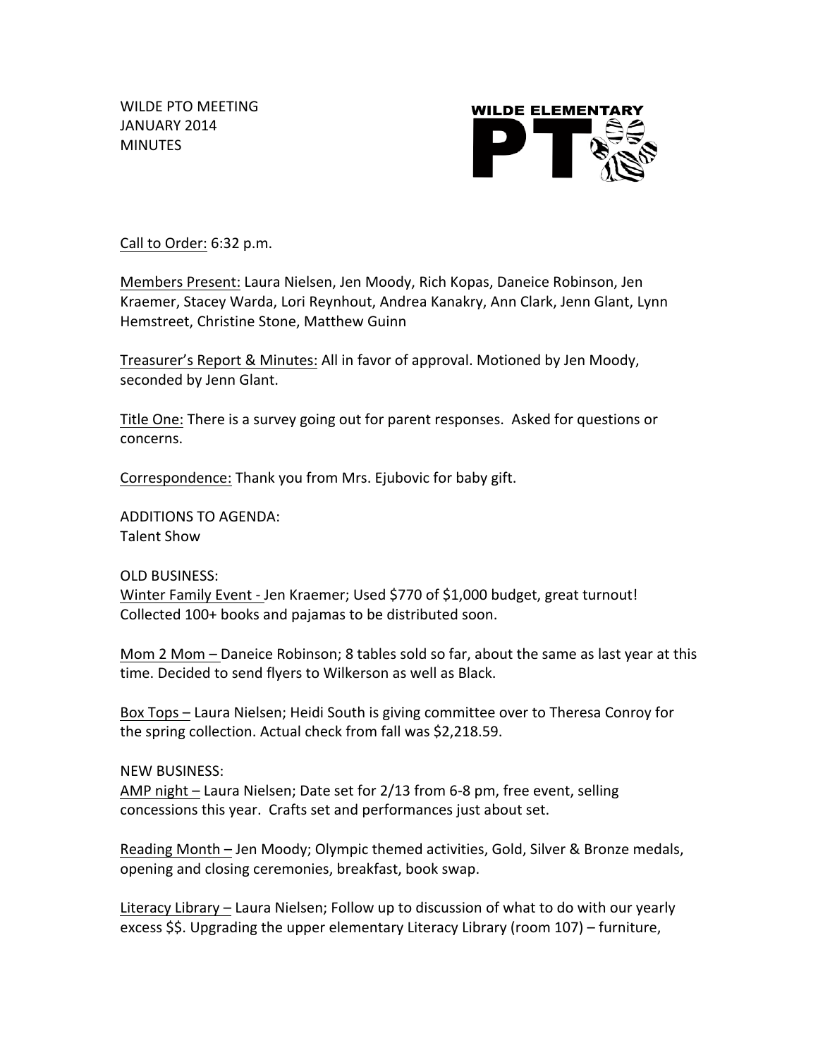WILDE PTO MEETING
JANUARY 2014
MINUTES

WILDE ELEMENTARY PTO

Call to Order: 6:32 p.m.

Members Present: Laura Nielsen, Jen Moody, Rich Kopas, Daneice Robinson, Jen Kraemer, Stacey Warda, Lori Reynhout, Andrea Kanakry, Ann Clark, Jenn Glant, Lynn Hemstreet, Christine Stone, Matthew Guinn

Treasurer's Report & Minutes: All in favor of approval. Motioned by Jen Moody, seconded by Jenn Glant.

Title One: There is a survey going out for parent responses. Asked for questions or concerns.

Correspondence: Thank you from Mrs. Ejubovic for baby gift.

ADDITIONS TO AGENDA:
Talent Show

OLD BUSINESS:
Winter Family Event - Jen Kraemer; Used $770 of $1,000 budget, great turnout! Collected 100+ books and pajamas to be distributed soon.

Mom 2 Mom – Daneice Robinson; 8 tables sold so far, about the same as last year at this time. Decided to send flyers to Wilkerson as well as Black.

Box Tops – Laura Nielsen; Heidi South is giving committee over to Theresa Conroy for the spring collection. Actual check from fall was $2,218.59.

NEW BUSINESS:
AMP night – Laura Nielsen; Date set for 2/13 from 6-8 pm, free event, selling concessions this year. Crafts set and performances just about set.

Reading Month – Jen Moody; Olympic themed activities, Gold, Silver & Bronze medals, opening and closing ceremonies, breakfast, book swap.

Literacy Library – Laura Nielsen; Follow up to discussion of what to do with our yearly excess $$. Upgrading the upper elementary Literacy Library (room 107) – furniture,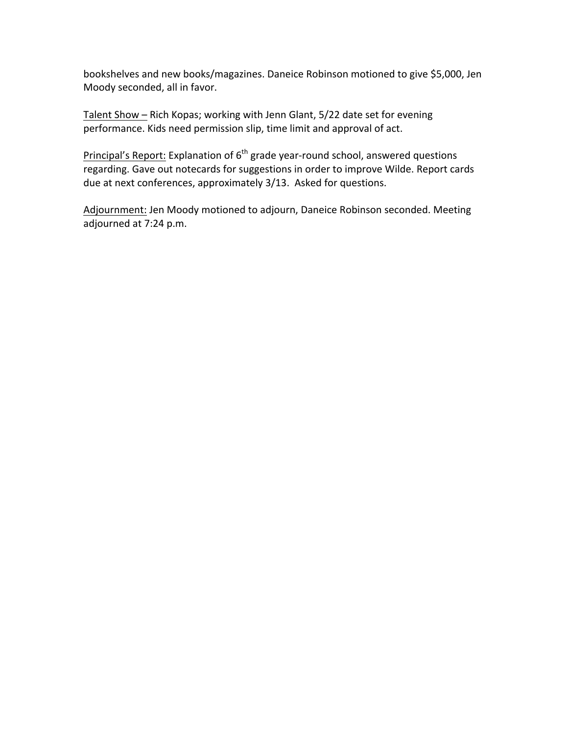bookshelves and new books/magazines. Daneice Robinson motioned to give $5,000, Jen Moody seconded, all in favor.

<u>Talent Show –</u> Rich Kopas; working with Jenn Glant, 5/22 date set for evening performance. Kids need permission slip, time limit and approval of act.

<u>Principal's Report:</u> Explanation of 6th grade year-round school, answered questions regarding. Gave out notecards for suggestions in order to improve Wilde. Report cards due at next conferences, approximately 3/13. Asked for questions.

<u>Adjournment:</u> Jen Moody motioned to adjourn, Daneice Robinson seconded. Meeting adjourned at 7:24 p.m.